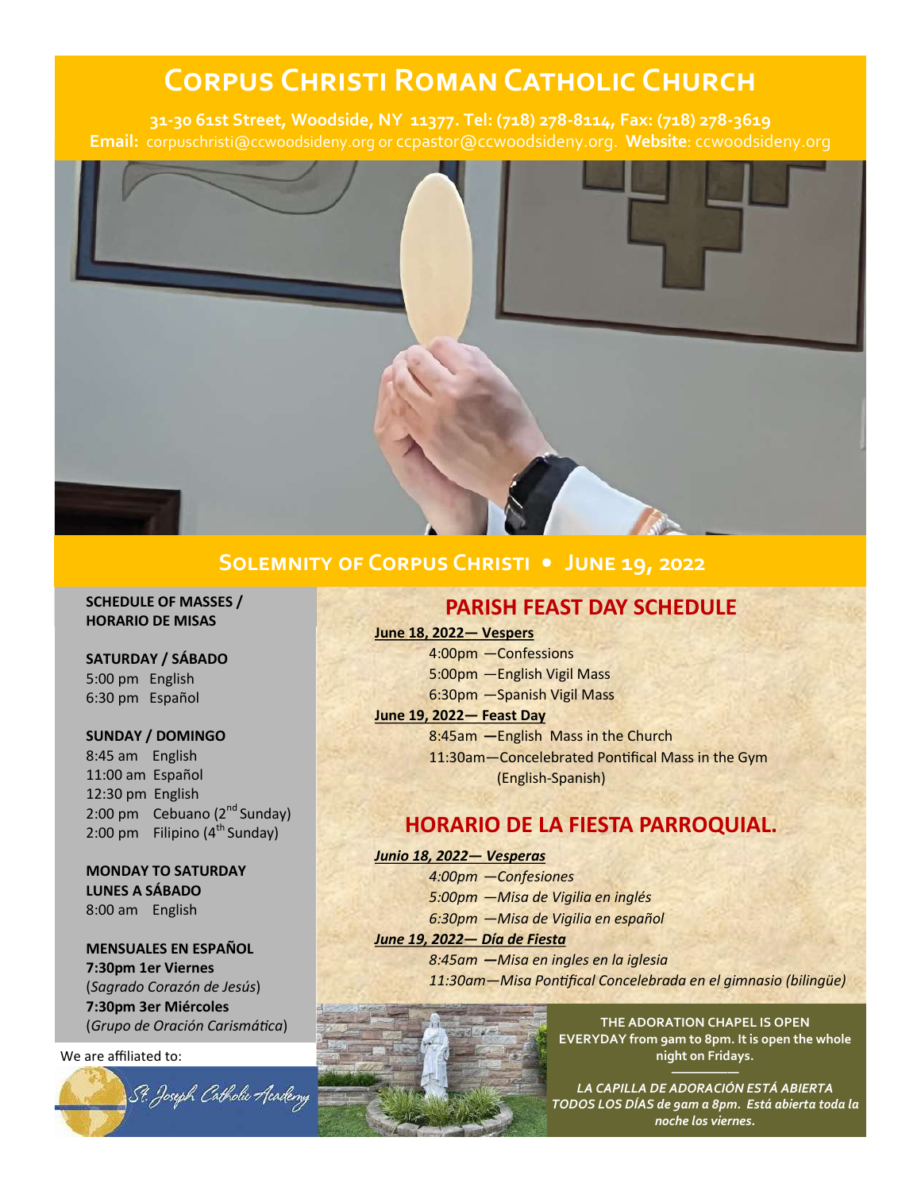# Corpus Christi Roman Catholic Church

**31-30 61st Street, Woodside, NY 11377. Tel: (718) 278-8114, Fax: (718) 278-3619**
**Email:** corpuschristi@ccwoodsideny.org or ccpastor@ccwoodsideny.org. **Website**: ccwoodsideny.org

## Solemnity of Corpus Christi • June 19, 2022

**SCHEDULE OF MASSES / HORARIO DE MISAS**

**SATURDAY / SÁBADO**
5:00 pm English
6:30 pm Español

**SUNDAY / DOMINGO**
8:45 am English
11:00 am Español
12:30 pm English
2:00 pm Cebuano (2nd Sunday)
2:00 pm Filipino (4th Sunday)

**MONDAY TO SATURDAY**
**LUNES A SÁBADO**
8:00 am English

**MENSUALES EN ESPAÑOL**
**7:30pm 1er Viernes**
(*Sagrado Corazón de Jesús*)
**7:30pm 3er Miércoles**
(*Grupo de Oración Carismática*)

We are affiliated to:

St. Joseph Catholic Academy

## PARISH FEAST DAY SCHEDULE

**June 18, 2022— Vespers**
4:00pm —Confessions
5:00pm —English Vigil Mass
6:30pm —Spanish Vigil Mass

**June 19, 2022— Feast Day**
8:45am —English Mass in the Church
11:30am—Concelebrated Pontifical Mass in the Gym (English-Spanish)

## HORARIO DE LA FIESTA PARROQUIAL.

***Junio 18, 2022— Vesperas***
*4:00pm —Confesiones*
*5:00pm —Misa de Vigilia en inglés*
*6:30pm —Misa de Vigilia en español*

***June 19, 2022— Día de Fiesta***
*8:45am —Misa en ingles en la iglesia*
*11:30am—Misa Pontifical Concelebrada en el gimnasio (bilingüe)*

**THE ADORATION CHAPEL IS OPEN EVERYDAY from 9am to 8pm. It is open the whole night on Fridays.**

***LA CAPILLA DE ADORACIÓN ESTÁ ABIERTA TODOS LOS DÍAS de 9am a 8pm. Está abierta toda la noche los viernes.***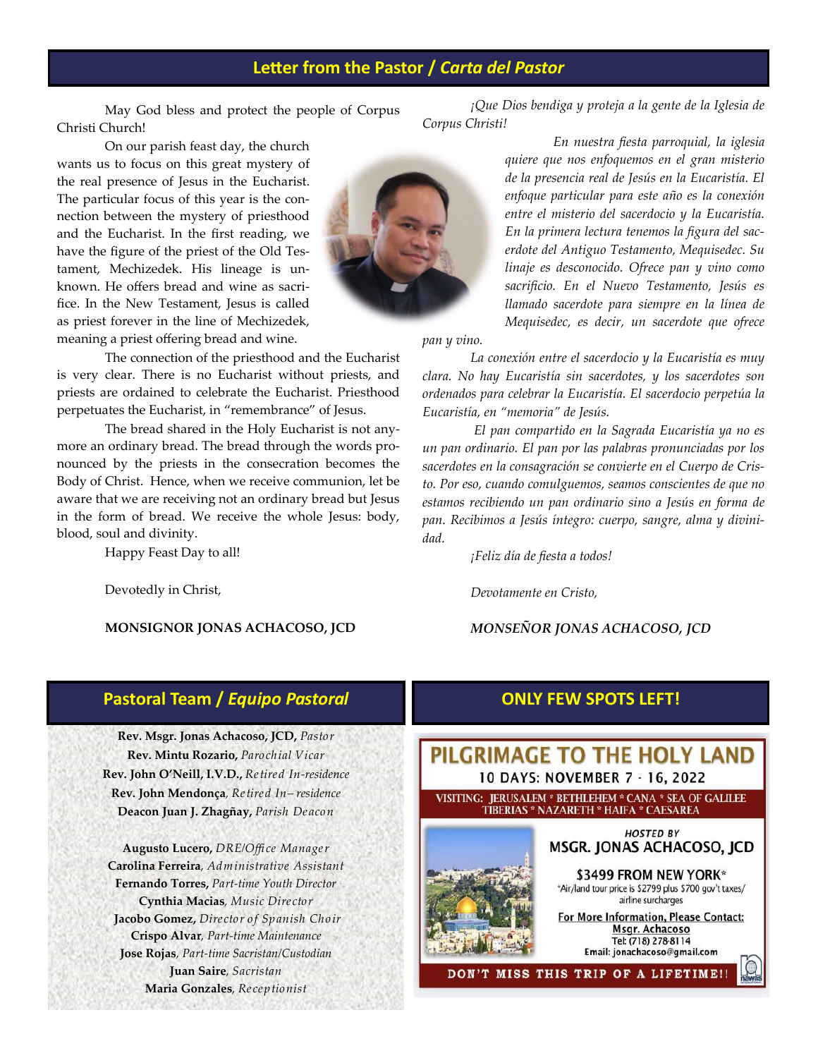## Letter from the Pastor / *Carta del Pastor*

May God bless and protect the people of Corpus Christi Church!

On our parish feast day, the church wants us to focus on this great mystery of the real presence of Jesus in the Eucharist. The particular focus of this year is the connection between the mystery of priesthood and the Eucharist. In the first reading, we have the figure of the priest of the Old Testament, Mechizedek. His lineage is unknown. He offers bread and wine as sacrifice. In the New Testament, Jesus is called as priest forever in the line of Mechizedek, meaning a priest offering bread and wine.

The connection of the priesthood and the Eucharist is very clear. There is no Eucharist without priests, and priests are ordained to celebrate the Eucharist. Priesthood perpetuates the Eucharist, in "remembrance" of Jesus.

The bread shared in the Holy Eucharist is not anymore an ordinary bread. The bread through the words pronounced by the priests in the consecration becomes the Body of Christ. Hence, when we receive communion, let be aware that we are receiving not an ordinary bread but Jesus in the form of bread. We receive the whole Jesus: body, blood, soul and divinity.

Happy Feast Day to all!

Devotedly in Christ,

**MONSIGNOR JONAS ACHACOSO, JCD**

*¡Que Dios bendiga y proteja a la gente de la Iglesia de Corpus Christi!*

*En nuestra fiesta parroquial, la iglesia quiere que nos enfoquemos en el gran misterio de la presencia real de Jesús en la Eucaristía. El enfoque particular para este año es la conexión entre el misterio del sacerdocio y la Eucaristía. En la primera lectura tenemos la figura del sacerdote del Antiguo Testamento, Mequisedec. Su linaje es desconocido. Ofrece pan y vino como sacrificio. En el Nuevo Testamento, Jesús es llamado sacerdote para siempre en la línea de Mequisedec, es decir, un sacerdote que ofrece pan y vino.*

*La conexión entre el sacerdocio y la Eucaristía es muy clara. No hay Eucaristía sin sacerdotes, y los sacerdotes son ordenados para celebrar la Eucaristía. El sacerdocio perpetúa la Eucaristía, en "memoria" de Jesús.*

*El pan compartido en la Sagrada Eucaristía ya no es un pan ordinario. El pan por las palabras pronunciadas por los sacerdotes en la consagración se convierte en el Cuerpo de Cristo. Por eso, cuando comulguemos, seamos conscientes de que no estamos recibiendo un pan ordinario sino a Jesús en forma de pan. Recibimos a Jesús íntegro: cuerpo, sangre, alma y divinidad.*

*¡Feliz día de fiesta a todos!*

*Devotamente en Cristo,*

***MONSEÑOR JONAS ACHACOSO, JCD***

## Pastoral Team / *Equipo Pastoral*

**Rev. Msgr. Jonas Achacoso, JCD,** *Pastor*
**Rev. Mintu Rozario,** *Parochial Vicar*
**Rev. John O'Neill, I.V.D.,** *Retired In-residence*
**Rev. John Mendonça**, *Retired In– residence*
**Deacon Juan J. Zhagñay,** *Parish Deacon*

**Augusto Lucero,** *DRE/Office Manager*
**Carolina Ferreira**, *Administrative Assistant*
**Fernando Torres,** *Part-time Youth Director*
**Cynthia Macias**, *Music Director*
**Jacobo Gomez,** *Director of Spanish Choir*
**Crispo Alvar**, *Part-time Maintenance*
**Jose Rojas**, *Part-time Sacristan/Custodian*
**Juan Saire**, *Sacristan*
**Maria Gonzales**, *Receptionist*

## ONLY FEW SPOTS LEFT!

### PILGRIMAGE TO THE HOLY LAND

**10 DAYS: NOVEMBER 7 - 16, 2022**

VISITING: JERUSALEM * BETHLEHEM * CANA * SEA OF GALILEE TIBERIAS * NAZARETH * HAIFA * CAESAREA

*HOSTED BY*
**MSGR. JONAS ACHACOSO, JCD**

**$3499 FROM NEW YORK***
*Air/land tour price is $2799 plus $700 gov't taxes/ airline surcharges

**For More Information, Please Contact:**
Msgr. Achacoso
Tel: (718) 278-8114
Email: jonachacoso@gmail.com

**DON'T MISS THIS TRIP OF A LIFETIME!!**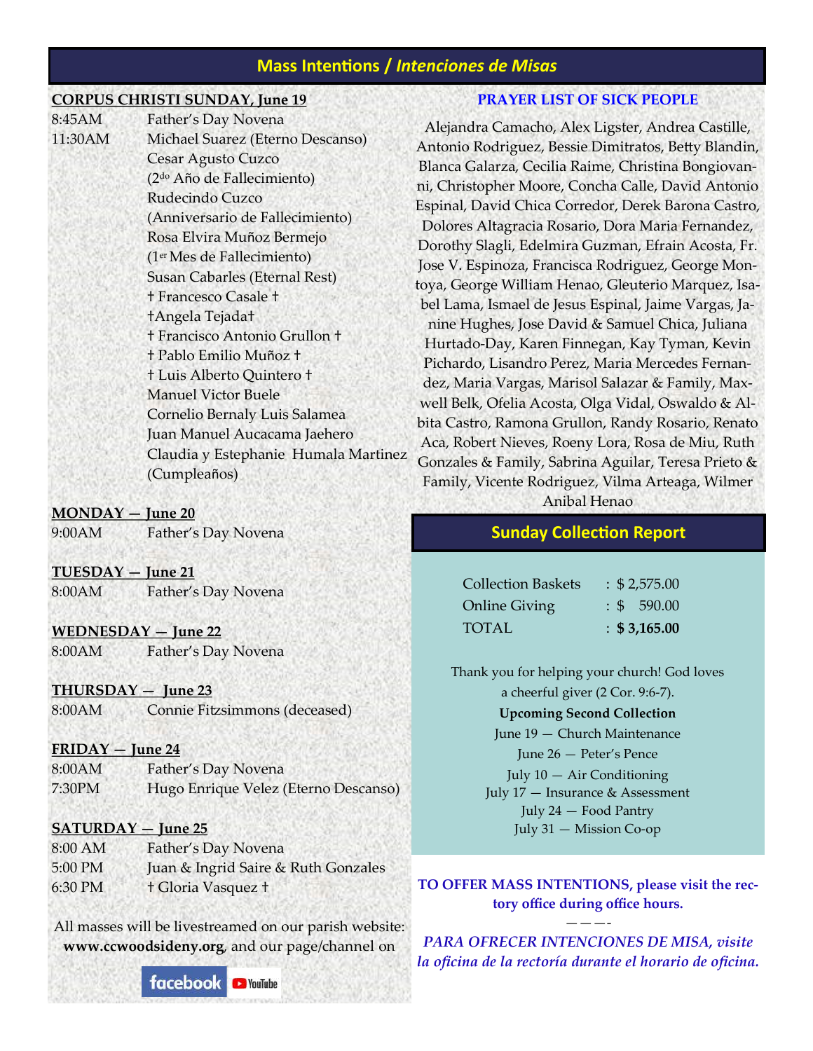## Mass Intentions / *Intenciones de Misas*

**CORPUS CHRISTI SUNDAY, June 19**

8:45AM Father's Day Novena

11:30AM Michael Suarez (Eterno Descanso)
Cesar Agusto Cuzco
(2do Año de Fallecimiento)
Rudecindo Cuzco
(Anniversario de Fallecimiento)
Rosa Elvira Muñoz Bermejo
(1er Mes de Fallecimiento)
Susan Cabarles (Eternal Rest)
† Francesco Casale †
†Angela Tejada†
† Francisco Antonio Grullon †
† Pablo Emilio Muñoz †
† Luis Alberto Quintero †
Manuel Victor Buele
Cornelio Bernaly Luis Salamea
Juan Manuel Aucacama Jaehero
Claudia y Estephanie Humala Martinez
(Cumpleaños)

**MONDAY — June 20**

9:00AM Father's Day Novena

**TUESDAY — June 21**

8:00AM Father's Day Novena

**WEDNESDAY — June 22**

8:00AM Father's Day Novena

**THURSDAY — June 23**

8:00AM Connie Fitzsimmons (deceased)

**FRIDAY — June 24**

8:00AM Father's Day Novena

7:30PM Hugo Enrique Velez (Eterno Descanso)

**SATURDAY — June 25**

8:00 AM Father's Day Novena

5:00 PM Juan & Ingrid Saire & Ruth Gonzales

6:30 PM † Gloria Vasquez †

All masses will be livestreamed on our parish website: **www.ccwoodsideny.org**, and our page/channel on Facebook YouTube

### PRAYER LIST OF SICK PEOPLE

Alejandra Camacho, Alex Ligster, Andrea Castille, Antonio Rodriguez, Bessie Dimitratos, Betty Blandin, Blanca Galarza, Cecilia Raime, Christina Bongiovanni, Christopher Moore, Concha Calle, David Antonio Espinal, David Chica Corredor, Derek Barona Castro, Dolores Altagracia Rosario, Dora Maria Fernandez, Dorothy Slagli, Edelmira Guzman, Efrain Acosta, Fr. Jose V. Espinoza, Francisca Rodriguez, George Montoya, George William Henao, Gleuterio Marquez, Isabel Lama, Ismael de Jesus Espinal, Jaime Vargas, Janine Hughes, Jose David & Samuel Chica, Juliana Hurtado-Day, Karen Finnegan, Kay Tyman, Kevin Pichardo, Lisandro Perez, Maria Mercedes Fernandez, Maria Vargas, Marisol Salazar & Family, Maxwell Belk, Ofelia Acosta, Olga Vidal, Oswaldo & Albita Castro, Ramona Grullon, Randy Rosario, Renato Aca, Robert Nieves, Roeny Lora, Rosa de Miu, Ruth Gonzales & Family, Sabrina Aguilar, Teresa Prieto & Family, Vicente Rodriguez, Vilma Arteaga, Wilmer Anibal Henao

## Sunday Collection Report

| | |
|---|---|
| Collection Baskets | : $ 2,575.00 |
| Online Giving | : $ 590.00 |
| TOTAL | : **$ 3,165.00** |

Thank you for helping your church! God loves a cheerful giver (2 Cor. 9:6-7).

**Upcoming Second Collection**

June 19 — Church Maintenance
June 26 — Peter's Pence
July 10 — Air Conditioning
July 17 — Insurance & Assessment
July 24 — Food Pantry
July 31 — Mission Co-op

**TO OFFER MASS INTENTIONS, please visit the rectory office during office hours.**

———-

***PARA OFRECER INTENCIONES DE MISA, visite la oficina de la rectoría durante el horario de oficina.***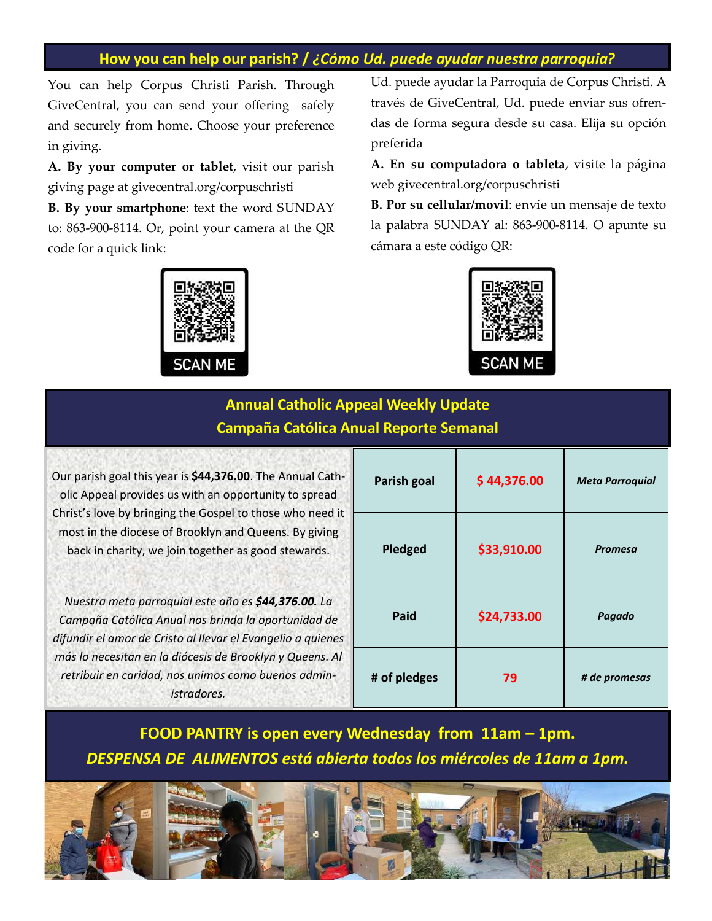## How you can help our parish? / *¿Cómo Ud. puede ayudar nuestra parroquia?*

You can help Corpus Christi Parish. Through GiveCentral, you can send your offering safely and securely from home. Choose your preference in giving.

**A. By your computer or tablet**, visit our parish giving page at givecentral.org/corpuschristi

**B. By your smartphone**: text the word SUNDAY to: 863-900-8114. Or, point your camera at the QR code for a quick link:

SCAN ME

Ud. puede ayudar la Parroquia de Corpus Christi. A través de GiveCentral, Ud. puede enviar sus ofrendas de forma segura desde su casa. Elija su opción preferida

**A. En su computadora o tableta**, visite la página web givecentral.org/corpuschristi

**B. Por su cellular/movil**: envíe un mensaje de texto la palabra SUNDAY al: 863-900-8114. O apunte su cámara a este código QR:

SCAN ME

## Annual Catholic Appeal Weekly Update
## Campaña Católica Anual Reporte Semanal

Our parish goal this year is **$44,376.00**. The Annual Catholic Appeal provides us with an opportunity to spread Christ's love by bringing the Gospel to those who need it most in the diocese of Brooklyn and Queens. By giving back in charity, we join together as good stewards.

*Nuestra meta parroquial este año es **$44,376.00.** La Campaña Católica Anual nos brinda la oportunidad de difundir el amor de Cristo al llevar el Evangelio a quienes más lo necesitan en la diócesis de Brooklyn y Queens. Al retribuir en caridad, nos unimos como buenos administradores.*

| | | |
|---|---|---|
| **Parish goal** | **$ 44,376.00** | ***Meta Parroquial*** |
| **Pledged** | **$33,910.00** | ***Promesa*** |
| **Paid** | **$24,733.00** | ***Pagado*** |
| **# of pledges** | **79** | ***# de promesas*** |

## FOOD PANTRY is open every Wednesday from 11am – 1pm.
## *DESPENSA DE ALIMENTOS está abierta todos los miércoles de 11am a 1pm.*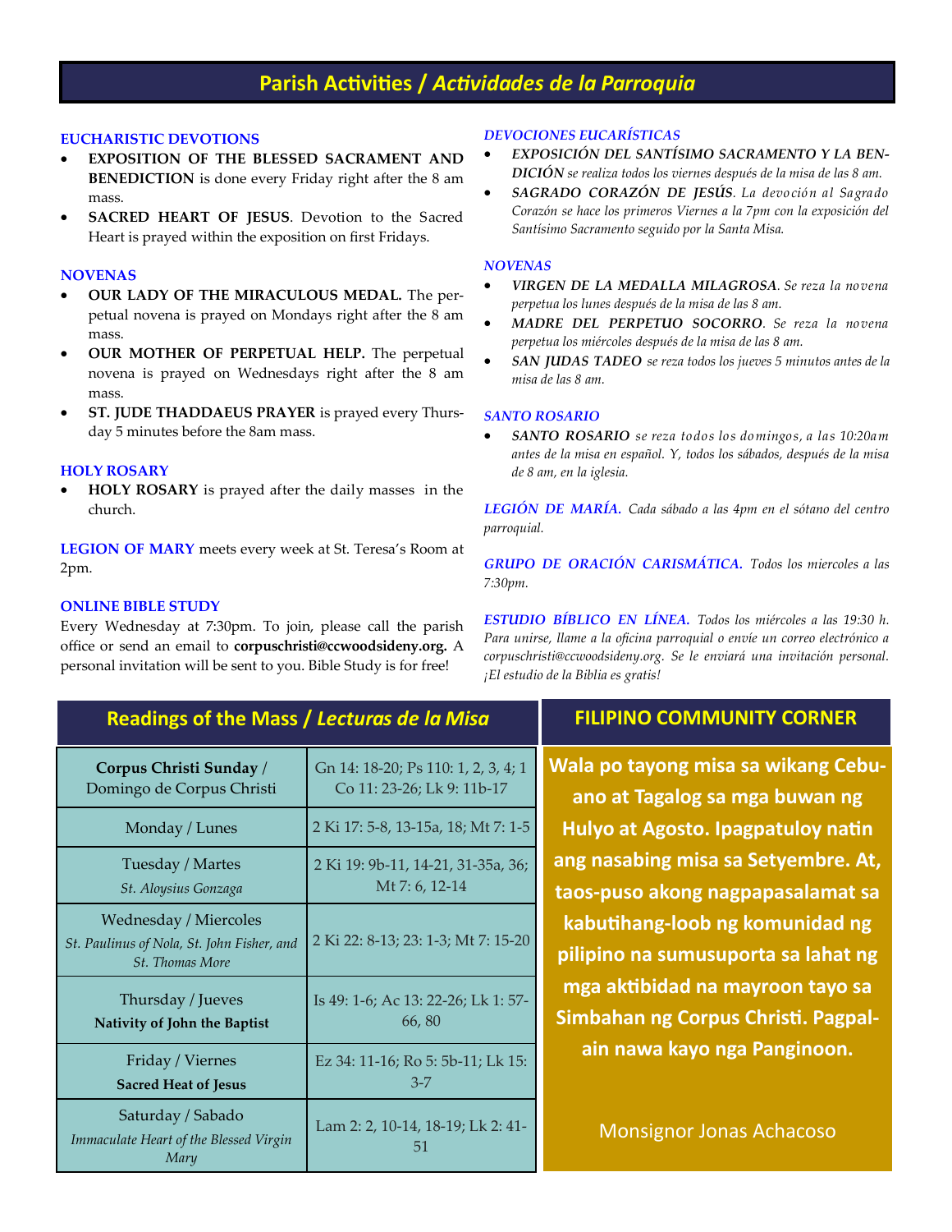# Parish Activities / *Actividades de la Parroquia*

### EUCHARISTIC DEVOTIONS

- **EXPOSITION OF THE BLESSED SACRAMENT AND BENEDICTION** is done every Friday right after the 8 am mass.
- **SACRED HEART OF JESUS**. Devotion to the Sacred Heart is prayed within the exposition on first Fridays.

### NOVENAS

- **OUR LADY OF THE MIRACULOUS MEDAL.** The perpetual novena is prayed on Mondays right after the 8 am mass.
- **OUR MOTHER OF PERPETUAL HELP.** The perpetual novena is prayed on Wednesdays right after the 8 am mass.
- **ST. JUDE THADDAEUS PRAYER** is prayed every Thursday 5 minutes before the 8am mass.

### HOLY ROSARY

- **HOLY ROSARY** is prayed after the daily masses in the church.

**LEGION OF MARY** meets every week at St. Teresa's Room at 2pm.

### ONLINE BIBLE STUDY

Every Wednesday at 7:30pm. To join, please call the parish office or send an email to **corpuschristi@ccwoodsideny.org.** A personal invitation will be sent to you. Bible Study is for free!

### *DEVOCIONES EUCARÍSTICAS*

- ***EXPOSICIÓN DEL SANTÍSIMO SACRAMENTO Y LA BENDICIÓN*** *se realiza todos los viernes después de la misa de las 8 am.*
- ***SAGRADO CORAZÓN DE JESÚS****. La devoción al Sagrado Corazón se hace los primeros Viernes a la 7pm con la exposición del Santísimo Sacramento seguido por la Santa Misa.*

### *NOVENAS*

- ***VIRGEN DE LA MEDALLA MILAGROSA****. Se reza la novena perpetua los lunes después de la misa de las 8 am.*
- ***MADRE DEL PERPETUO SOCORRO****. Se reza la novena perpetua los miércoles después de la misa de las 8 am.*
- ***SAN JUDAS TADEO*** *se reza todos los jueves 5 minutos antes de la misa de las 8 am.*

### *SANTO ROSARIO*

- ***SANTO ROSARIO*** *se reza todos los domingos, a las 10:20am antes de la misa en español. Y, todos los sábados, después de la misa de 8 am, en la iglesia.*

***LEGIÓN DE MARÍA.*** *Cada sábado a las 4pm en el sótano del centro parroquial.*

***GRUPO DE ORACIÓN CARISMÁTICA.*** *Todos los miercoles a las 7:30pm.*

***ESTUDIO BÍBLICO EN LÍNEA.*** *Todos los miércoles a las 19:30 h. Para unirse, llame a la oficina parroquial o envíe un correo electrónico a corpuschristi@ccwoodsideny.org. Se le enviará una invitación personal. ¡El estudio de la Biblia es gratis!*

## Readings of the Mass / *Lecturas de la Misa*

| Day | Readings |
|---|---|
| **Corpus Christi Sunday** / Domingo de Corpus Christi | Gn 14: 18-20; Ps 110: 1, 2, 3, 4; 1 Co 11: 23-26; Lk 9: 11b-17 |
| Monday / Lunes | 2 Ki 17: 5-8, 13-15a, 18; Mt 7: 1-5 |
| Tuesday / Martes<br>*St. Aloysius Gonzaga* | 2 Ki 19: 9b-11, 14-21, 31-35a, 36; Mt 7: 6, 12-14 |
| Wednesday / Miercoles<br>*St. Paulinus of Nola, St. John Fisher, and St. Thomas More* | 2 Ki 22: 8-13; 23: 1-3; Mt 7: 15-20 |
| Thursday / Jueves<br>**Nativity of John the Baptist** | Is 49: 1-6; Ac 13: 22-26; Lk 1: 57-66, 80 |
| Friday / Viernes<br>**Sacred Heat of Jesus** | Ez 34: 11-16; Ro 5: 5b-11; Lk 15: 3-7 |
| Saturday / Sabado<br>*Immaculate Heart of the Blessed Virgin Mary* | Lam 2: 2, 10-14, 18-19; Lk 2: 41-51 |

## FILIPINO COMMUNITY CORNER

**Wala po tayong misa sa wikang Cebuano at Tagalog sa mga buwan ng Hulyo at Agosto. Ipagpatuloy natin ang nasabing misa sa Setyembre. At, taos-puso akong nagpapasalamat sa kabutihang-loob ng komunidad ng pilipino na sumusuporta sa lahat ng mga aktibidad na mayroon tayo sa Simbahan ng Corpus Christi. Pagpalain nawa kayo nga Panginoon.**

Monsignor Jonas Achacoso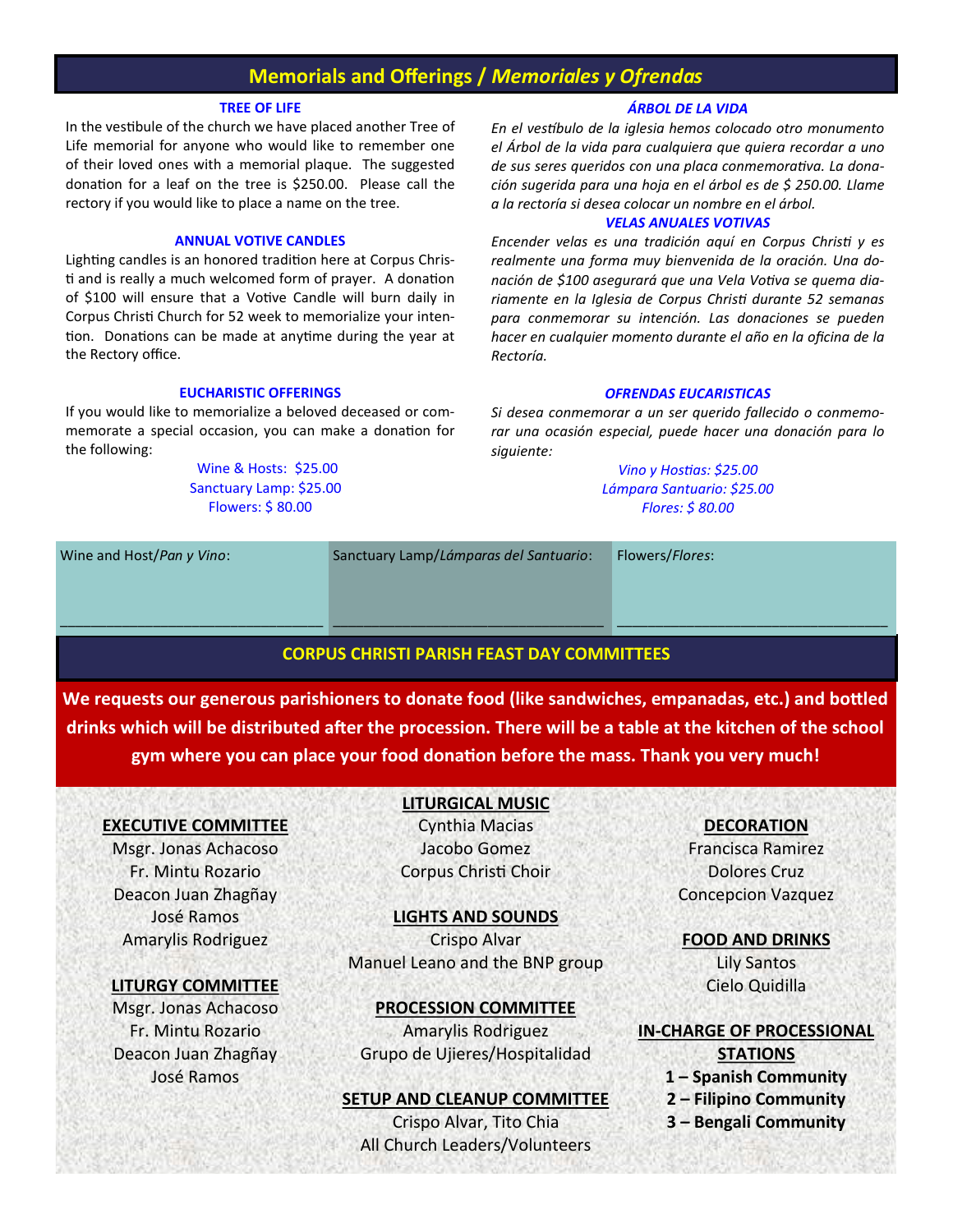# Memorials and Offerings / *Memoriales y Ofrendas*

### TREE OF LIFE

In the vestibule of the church we have placed another Tree of Life memorial for anyone who would like to remember one of their loved ones with a memorial plaque. The suggested donation for a leaf on the tree is $250.00. Please call the rectory if you would like to place a name on the tree.

### ANNUAL VOTIVE CANDLES

Lighting candles is an honored tradition here at Corpus Christi and is really a much welcomed form of prayer. A donation of $100 will ensure that a Votive Candle will burn daily in Corpus Christi Church for 52 week to memorialize your intention. Donations can be made at anytime during the year at the Rectory office.

### EUCHARISTIC OFFERINGS

If you would like to memorialize a beloved deceased or commemorate a special occasion, you can make a donation for the following:

Wine & Hosts: $25.00
Sanctuary Lamp: $25.00
Flowers: $ 80.00

### *ÁRBOL DE LA VIDA*

*En el vestíbulo de la iglesia hemos colocado otro monumento el Árbol de la vida para cualquiera que quiera recordar a uno de sus seres queridos con una placa conmemorativa. La donación sugerida para una hoja en el árbol es de $ 250.00. Llame a la rectoría si desea colocar un nombre en el árbol.*

### *VELAS ANUALES VOTIVAS*

*Encender velas es una tradición aquí en Corpus Christi y es realmente una forma muy bienvenida de la oración. Una donación de $100 asegurará que una Vela Votiva se quema diariamente en la Iglesia de Corpus Christi durante 52 semanas para conmemorar su intención. Las donaciones se pueden hacer en cualquier momento durante el año en la oficina de la Rectoría.*

### *OFRENDAS EUCARISTICAS*

*Si desea conmemorar a un ser querido fallecido o conmemorar una ocasión especial, puede hacer una donación para lo siguiente:*

*Vino y Hostias: $25.00*
*Lámpara Santuario: $25.00*
*Flores: $ 80.00*

| Wine and Host/*Pan y Vino*: | Sanctuary Lamp/*Lámparas del Santuario*: | Flowers/*Flores*: |
|---|---|---|
| ______________________________ | ______________________________ | ______________________________ |

## CORPUS CHRISTI PARISH FEAST DAY COMMITTEES

**We requests our generous parishioners to donate food (like sandwiches, empanadas, etc.) and bottled drinks which will be distributed after the procession. There will be a table at the kitchen of the school gym where you can place your food donation before the mass. Thank you very much!**

**EXECUTIVE COMMITTEE**
Msgr. Jonas Achacoso
Fr. Mintu Rozario
Deacon Juan Zhagñay
José Ramos
Amarylis Rodriguez

**LITURGY COMMITTEE**
Msgr. Jonas Achacoso
Fr. Mintu Rozario
Deacon Juan Zhagñay
José Ramos

**LITURGICAL MUSIC**
Cynthia Macias
Jacobo Gomez
Corpus Christi Choir

**LIGHTS AND SOUNDS**
Crispo Alvar
Manuel Leano and the BNP group

**PROCESSION COMMITTEE**
Amarylis Rodriguez
Grupo de Ujieres/Hospitalidad

**SETUP AND CLEANUP COMMITTEE**
Crispo Alvar, Tito Chia
All Church Leaders/Volunteers

**DECORATION**
Francisca Ramirez
Dolores Cruz
Concepcion Vazquez

**FOOD AND DRINKS**
Lily Santos
Cielo Quidilla

**IN-CHARGE OF PROCESSIONAL STATIONS**
**1 – Spanish Community**
**2 – Filipino Community**
**3 – Bengali Community**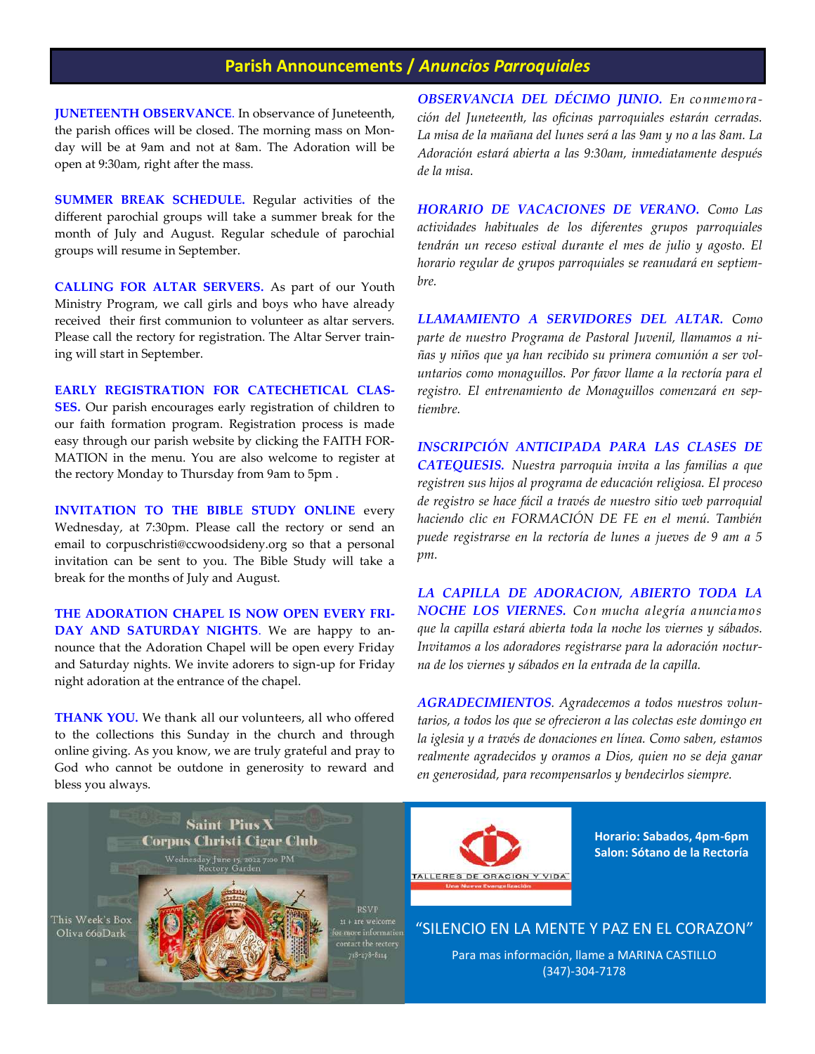## Parish Announcements / *Anuncios Parroquiales*

**JUNETEENTH OBSERVANCE**. In observance of Juneteenth, the parish offices will be closed. The morning mass on Monday will be at 9am and not at 8am. The Adoration will be open at 9:30am, right after the mass.

**SUMMER BREAK SCHEDULE.** Regular activities of the different parochial groups will take a summer break for the month of July and August. Regular schedule of parochial groups will resume in September.

**CALLING FOR ALTAR SERVERS.** As part of our Youth Ministry Program, we call girls and boys who have already received their first communion to volunteer as altar servers. Please call the rectory for registration. The Altar Server training will start in September.

**EARLY REGISTRATION FOR CATECHETICAL CLASSES.** Our parish encourages early registration of children to our faith formation program. Registration process is made easy through our parish website by clicking the FAITH FORMATION in the menu. You are also welcome to register at the rectory Monday to Thursday from 9am to 5pm .

**INVITATION TO THE BIBLE STUDY ONLINE** every Wednesday, at 7:30pm. Please call the rectory or send an email to corpuschristi@ccwoodsideny.org so that a personal invitation can be sent to you. The Bible Study will take a break for the months of July and August.

**THE ADORATION CHAPEL IS NOW OPEN EVERY FRIDAY AND SATURDAY NIGHTS**. We are happy to announce that the Adoration Chapel will be open every Friday and Saturday nights. We invite adorers to sign-up for Friday night adoration at the entrance of the chapel.

**THANK YOU.** We thank all our volunteers, all who offered to the collections this Sunday in the church and through online giving. As you know, we are truly grateful and pray to God who cannot be outdone in generosity to reward and bless you always.

***OBSERVANCIA DEL DÉCIMO JUNIO.*** *En conmemoración del Juneteenth, las oficinas parroquiales estarán cerradas. La misa de la mañana del lunes será a las 9am y no a las 8am. La Adoración estará abierta a las 9:30am, inmediatamente después de la misa.*

***HORARIO DE VACACIONES DE VERANO.*** *Como Las actividades habituales de los diferentes grupos parroquiales tendrán un receso estival durante el mes de julio y agosto. El horario regular de grupos parroquiales se reanudará en septiembre.*

***LLAMAMIENTO A SERVIDORES DEL ALTAR.*** *Como parte de nuestro Programa de Pastoral Juvenil, llamamos a niñas y niños que ya han recibido su primera comunión a ser voluntarios como monaguillos. Por favor llame a la rectoría para el registro. El entrenamiento de Monaguillos comenzará en septiembre.*

***INSCRIPCIÓN ANTICIPADA PARA LAS CLASES DE CATEQUESIS.*** *Nuestra parroquia invita a las familias a que registren sus hijos al programa de educación religiosa. El proceso de registro se hace fácil a través de nuestro sitio web parroquial haciendo clic en FORMACIÓN DE FE en el menú. También puede registrarse en la rectoría de lunes a jueves de 9 am a 5 pm.*

***LA CAPILLA DE ADORACION, ABIERTO TODA LA NOCHE LOS VIERNES.*** *Con mucha alegría anunciamos que la capilla estará abierta toda la noche los viernes y sábados. Invitamos a los adoradores registrarse para la adoración nocturna de los viernes y sábados en la entrada de la capilla.*

***AGRADECIMIENTOS****. Agradecemos a todos nuestros voluntarios, a todos los que se ofrecieron a las colectas este domingo en la iglesia y a través de donaciones en línea. Como saben, estamos realmente agradecidos y oramos a Dios, quien no se deja ganar en generosidad, para recompensarlos y bendecirlos siempre.*

**Saint Pius X Corpus Christi Cigar Club**

Wednesday June 15, 2022 7:00 PM
Rectory Garden

This Week's Box
Oliva 660Dark

RSVP
21 + are welcome
for more information
contact the rectory
718-278-8114

TALLERES DE ORACION Y VIDA
Una Nueva Evangelización

**Horario: Sabados, 4pm-6pm**
**Salon: Sótano de la Rectoría**

"SILENCIO EN LA MENTE Y PAZ EN EL CORAZON"

Para mas información, llame a MARINA CASTILLO
(347)-304-7178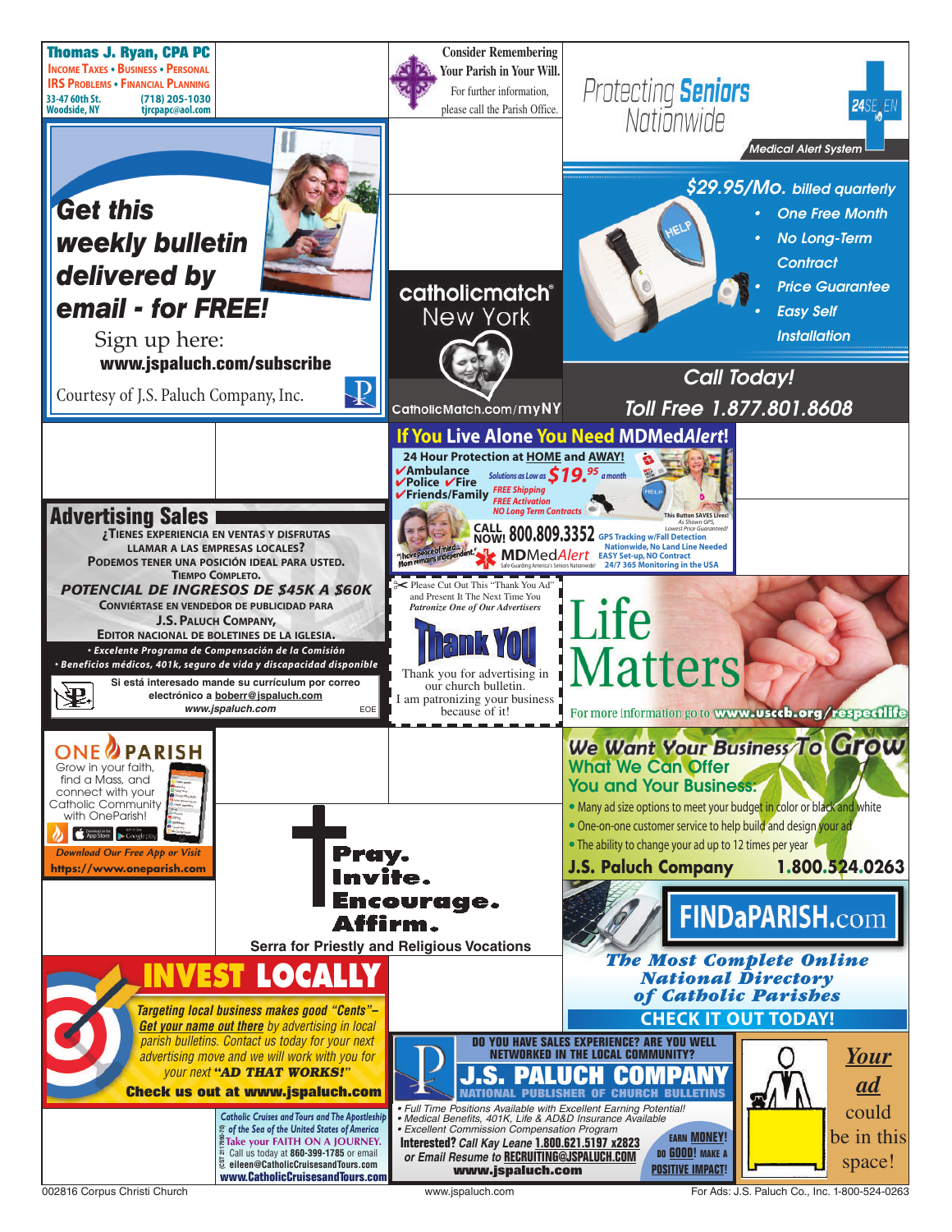**Thomas J. Ryan, CPA PC**
Income Taxes • Business • Personal
IRS Problems • Financial Planning
33-47 60th St. (718) 205-1030
Woodside, NY tjrcpapc@aol.com

Consider Remembering Your Parish in Your Will.
For further information, please call the Parish Office.

Protecting **Seniors** Nationwide
24SEVEN
Medical Alert System
$29.95/Mo. billed quarterly
- One Free Month
- No Long-Term Contract
- Price Guarantee
- Easy Self Installation

Call Today!
Toll Free 1.877.801.8608

**Get this weekly bulletin delivered by email - for FREE!**
Sign up here:
**www.jspaluch.com/subscribe**
Courtesy of J.S. Paluch Company, Inc.

catholicmatch® New York
CatholicMatch.com/myNY

**If You Live Alone You Need MDMedAlert!**
24 Hour Protection at HOME and AWAY!
✔Ambulance ✔Police ✔Fire ✔Friends/Family
Solutions as Low as $19.95 a month
FREE Shipping
FREE Activation
NO Long Term Contracts
This Button SAVES Lives!
As Shown GPS, Lowest Price Guaranteed!
"I have peace of mind... Mom remains independent."
CALL NOW! 800.809.3352
GPS Tracking w/Fall Detection
Nationwide, No Land Line Needed
EASY Set-up, NO Contract
24/7 365 Monitoring in the USA
MDMedAlert
Safe-Guarding America's Seniors Nationwide!

## Advertising Sales
¿Tienes experiencia en ventas y disfrutas llamar a las empresas locales?
Podemos tener una posición ideal para usted.
Tiempo Completo.
*POTENCIAL DE INGRESOS DE $45K A $60K*
Conviértase en vendedor de publicidad para
J.S. Paluch Company,
Editor nacional de boletines de la iglesia.
• *Excelente Programa de Compensación de la Comisión*
• *Beneficios médicos, 401k, seguro de vida y discapacidad disponible*
Si está interesado mande su currículum por correo electrónico a boberr@jspaluch.com
www.jspaluch.com
EOE

Please Cut Out This "Thank You Ad" and Present It The Next Time You *Patronize One of Our Advertisers*
**Thank You**
Thank you for advertising in our church bulletin.
I am patronizing your business because of it!

**Life Matters**
For more information go to www.usccb.org/respectlife

**ONE PARISH**
Grow in your faith, find a Mass, and connect with your Catholic Community with OneParish!
*Download our Free App or Visit*
https://www.oneparish.com

**We Want Your Business To Grow**
What We Can Offer You and Your Business:
- Many ad size options to meet your budget in color or black and white
- One-on-one customer service to help build and design your ad
- The ability to change your ad up to 12 times per year

J.S. Paluch Company 1.800.524.0263

**Pray. Invite. Encourage. Affirm.**
Serra for Priestly and Religious Vocations

**FINDaPARISH.com**
*The Most Complete Online National Directory of Catholic Parishes*
CHECK IT OUT TODAY!

## INVEST LOCALLY
*Targeting local business makes good "Cents"– Get your name out there by advertising in local parish bulletins. Contact us today for your next advertising move and we will work with you for your next "AD THAT WORKS!"*
**Check us out at www.jspaluch.com**

DO YOU HAVE SALES EXPERIENCE? ARE YOU WELL NETWORKED IN THE LOCAL COMMUNITY?
**J.S. PALUCH COMPANY**
NATIONAL PUBLISHER OF CHURCH BULLETINS
- Full Time Positions Available with Excellent Earning Potential!
- Medical Benefits, 401K, Life & AD&D Insurance Available
- Excellent Commission Compensation Program

Interested? Call Kay Leane 1.800.621.5197 x2823 or Email Resume to RECRUITING@JSPALUCH.COM
www.jspaluch.com
EARN MONEY! DO GOOD! MAKE A POSITIVE IMPACT!

*Your ad* could be in this space!

Catholic Cruises and Tours and The Apostleship of the Sea of the United States of America
Take your FAITH ON A JOURNEY.
Call us today at 860-399-1785 or email eileen@CatholicCruisesandTours.com
www.CatholicCruisesandTours.com
(CST 2117890-70)

002816 Corpus Christi Church · www.jspaluch.com · For Ads: J.S. Paluch Co., Inc. 1-800-524-0263